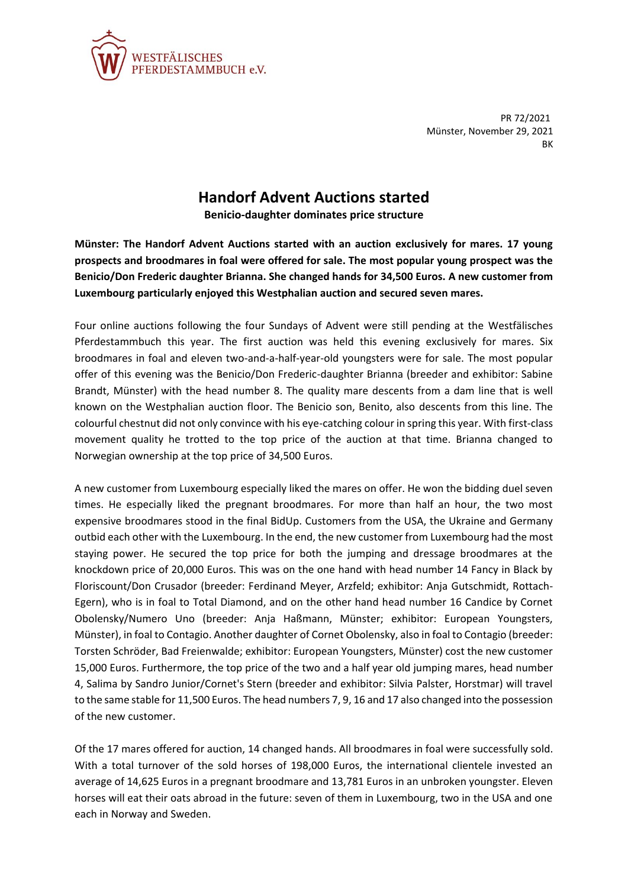WESTFÄLISCHES
PFERDESTAMMBUCH e.V.

PR 72/2021
Münster, November 29, 2021
BK

# Handorf Advent Auctions started

**Benicio-daughter dominates price structure**

**Münster: The Handorf Advent Auctions started with an auction exclusively for mares. 17 young prospects and broodmares in foal were offered for sale. The most popular young prospect was the Benicio/Don Frederic daughter Brianna. She changed hands for 34,500 Euros. A new customer from Luxembourg particularly enjoyed this Westphalian auction and secured seven mares.**

Four online auctions following the four Sundays of Advent were still pending at the Westfälisches Pferdestammbuch this year. The first auction was held this evening exclusively for mares. Six broodmares in foal and eleven two-and-a-half-year-old youngsters were for sale. The most popular offer of this evening was the Benicio/Don Frederic-daughter Brianna (breeder and exhibitor: Sabine Brandt, Münster) with the head number 8. The quality mare descents from a dam line that is well known on the Westphalian auction floor. The Benicio son, Benito, also descents from this line. The colourful chestnut did not only convince with his eye-catching colour in spring this year. With first-class movement quality he trotted to the top price of the auction at that time. Brianna changed to Norwegian ownership at the top price of 34,500 Euros.

A new customer from Luxembourg especially liked the mares on offer. He won the bidding duel seven times. He especially liked the pregnant broodmares. For more than half an hour, the two most expensive broodmares stood in the final BidUp. Customers from the USA, the Ukraine and Germany outbid each other with the Luxembourg. In the end, the new customer from Luxembourg had the most staying power. He secured the top price for both the jumping and dressage broodmares at the knockdown price of 20,000 Euros. This was on the one hand with head number 14 Fancy in Black by Floriscount/Don Crusador (breeder: Ferdinand Meyer, Arzfeld; exhibitor: Anja Gutschmidt, Rottach-Egern), who is in foal to Total Diamond, and on the other hand head number 16 Candice by Cornet Obolensky/Numero Uno (breeder: Anja Haßmann, Münster; exhibitor: European Youngsters, Münster), in foal to Contagio. Another daughter of Cornet Obolensky, also in foal to Contagio (breeder: Torsten Schröder, Bad Freienwalde; exhibitor: European Youngsters, Münster) cost the new customer 15,000 Euros. Furthermore, the top price of the two and a half year old jumping mares, head number 4, Salima by Sandro Junior/Cornet's Stern (breeder and exhibitor: Silvia Palster, Horstmar) will travel to the same stable for 11,500 Euros. The head numbers 7, 9, 16 and 17 also changed into the possession of the new customer.

Of the 17 mares offered for auction, 14 changed hands. All broodmares in foal were successfully sold. With a total turnover of the sold horses of 198,000 Euros, the international clientele invested an average of 14,625 Euros in a pregnant broodmare and 13,781 Euros in an unbroken youngster. Eleven horses will eat their oats abroad in the future: seven of them in Luxembourg, two in the USA and one each in Norway and Sweden.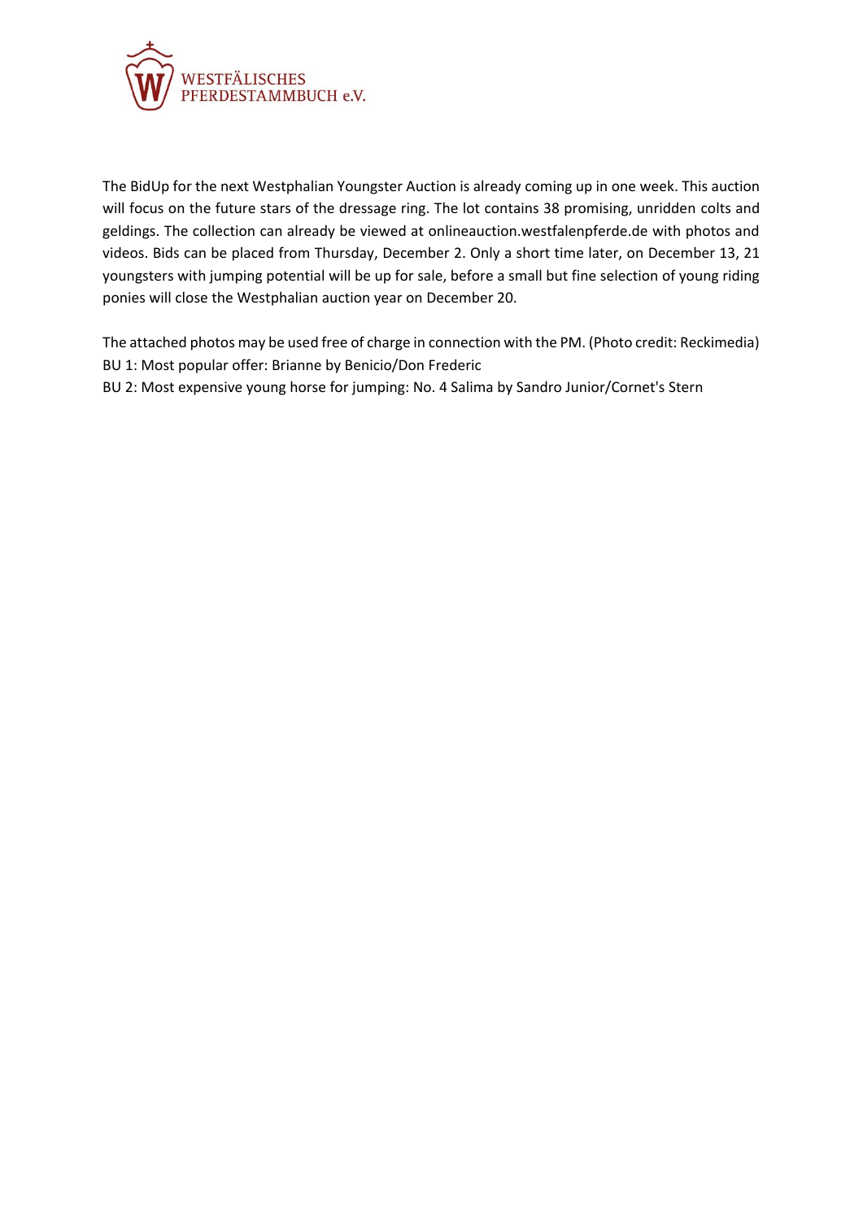The BidUp for the next Westphalian Youngster Auction is already coming up in one week. This auction will focus on the future stars of the dressage ring. The lot contains 38 promising, unridden colts and geldings. The collection can already be viewed at onlineauction.westfalenpferde.de with photos and videos. Bids can be placed from Thursday, December 2. Only a short time later, on December 13, 21 youngsters with jumping potential will be up for sale, before a small but fine selection of young riding ponies will close the Westphalian auction year on December 20.

The attached photos may be used free of charge in connection with the PM. (Photo credit: Reckimedia)
BU 1: Most popular offer: Brianne by Benicio/Don Frederic
BU 2: Most expensive young horse for jumping: No. 4 Salima by Sandro Junior/Cornet's Stern